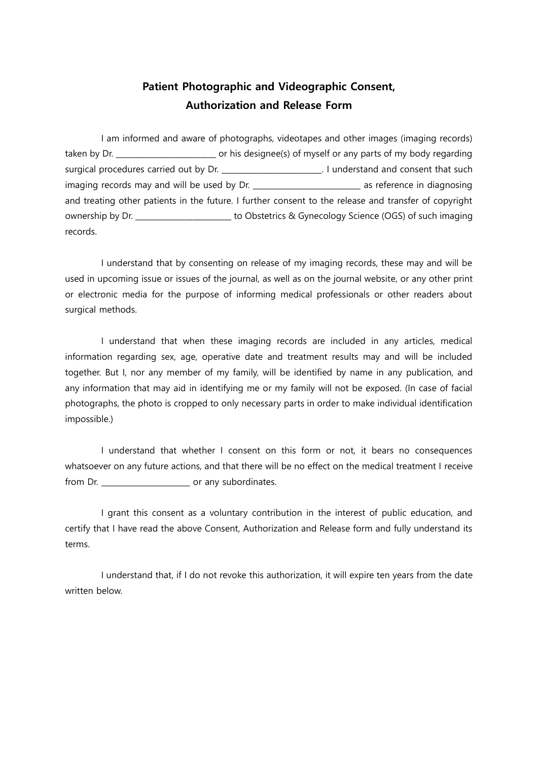# Patient Photographic and Videographic Consent, Authorization and Release Form

I am informed and aware of photographs, videotapes and other images (imaging records) taken by Dr. ________________________ or his designee(s) of myself or any parts of my body regarding surgical procedures carried out by Dr. ________________________. I understand and consent that such imaging records may and will be used by Dr. __________________________ as reference in diagnosing and treating other patients in the future. I further consent to the release and transfer of copyright ownership by Dr. _______________________ to Obstetrics & Gynecology Science (OGS) of such imaging records.

I understand that by consenting on release of my imaging records, these may and will be used in upcoming issue or issues of the journal, as well as on the journal website, or any other print or electronic media for the purpose of informing medical professionals or other readers about surgical methods.

I understand that when these imaging records are included in any articles, medical information regarding sex, age, operative date and treatment results may and will be included together. But I, nor any member of my family, will be identified by name in any publication, and any information that may aid in identifying me or my family will not be exposed. (In case of facial photographs, the photo is cropped to only necessary parts in order to make individual identification impossible.)

I understand that whether I consent on this form or not, it bears no consequences whatsoever on any future actions, and that there will be no effect on the medical treatment I receive from Dr. ______________________ or any subordinates.

I grant this consent as a voluntary contribution in the interest of public education, and certify that I have read the above Consent, Authorization and Release form and fully understand its terms.

I understand that, if I do not revoke this authorization, it will expire ten years from the date written below.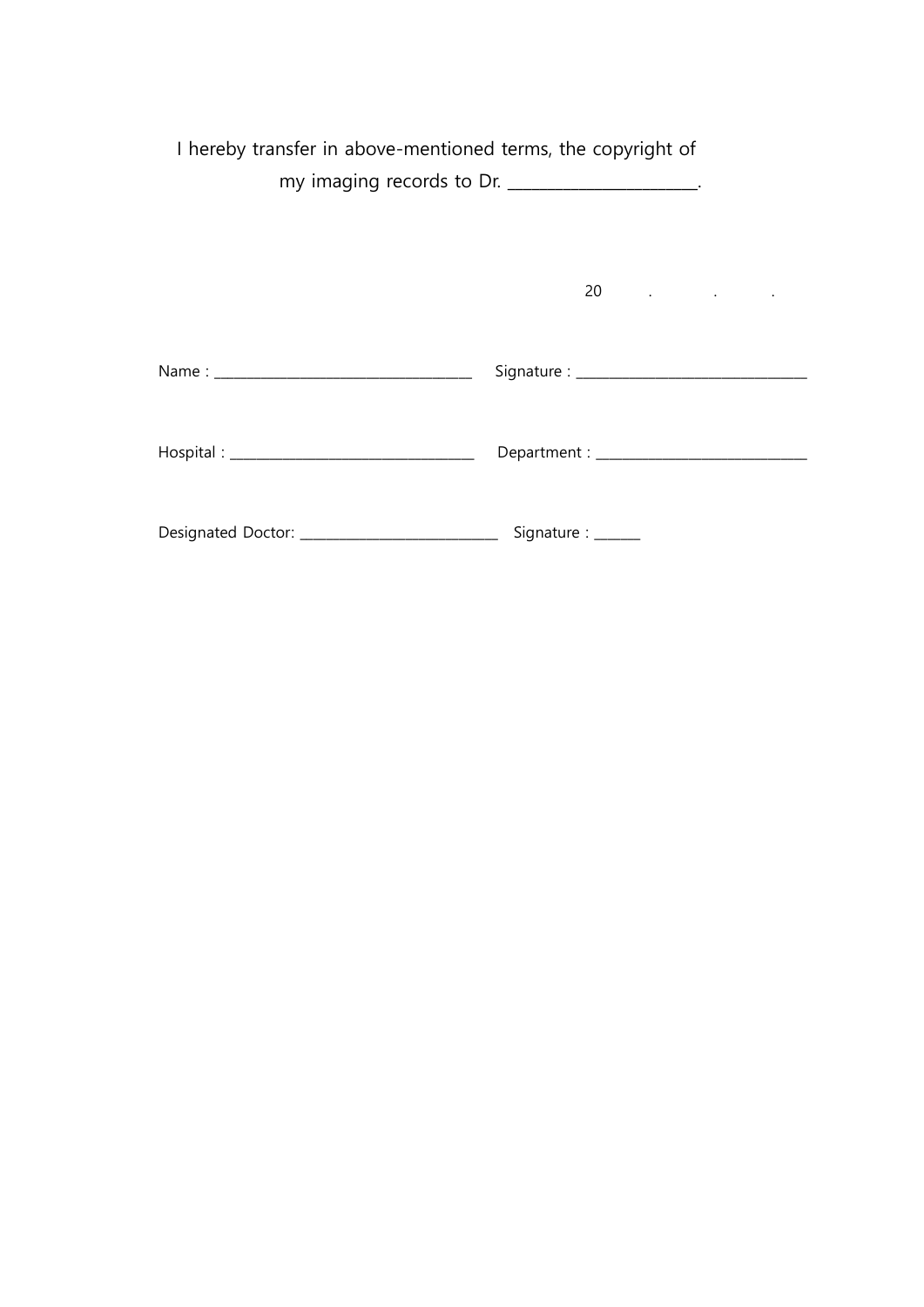I hereby transfer in above-mentioned terms, the copyright of my imaging records to Dr. ______________________.

20 . . .

Name : ___________________________________ Signature : _______________________________

Hospital : _________________________________ Department : ____________________________

Designated Doctor: ___________________________ Signature : ______